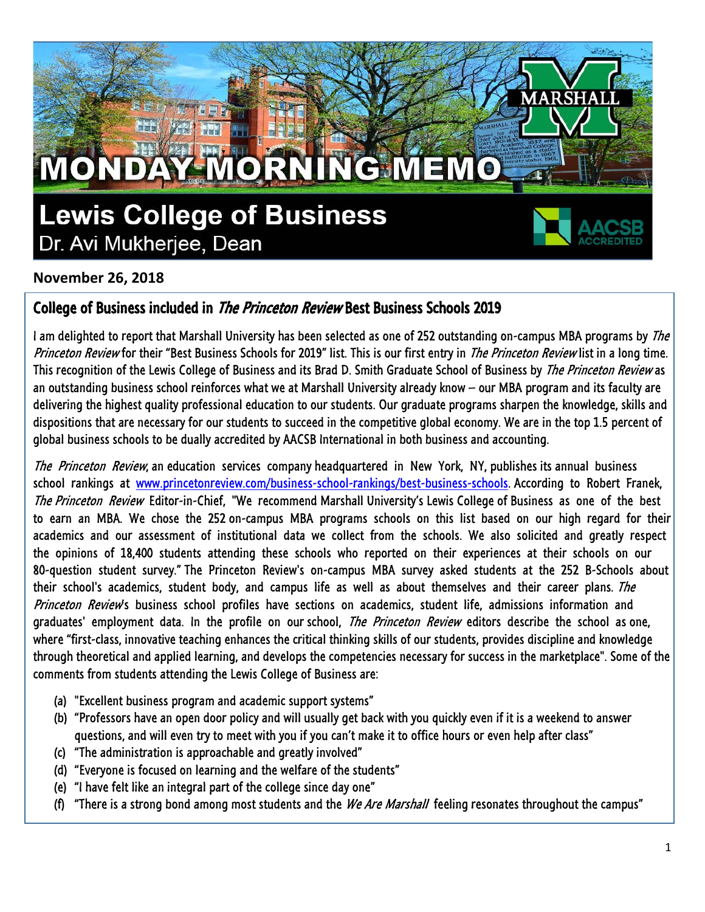# MONDAY MORNING MEMO

## Lewis College of Business

Dr. Avi Mukherjee, Dean

**November 26, 2018**

### College of Business included in *The Princeton Review* Best Business Schools 2019

I am delighted to report that Marshall University has been selected as one of 252 outstanding on-campus MBA programs by *The Princeton Review* for their "Best Business Schools for 2019" list. This is our first entry in *The Princeton Review* list in a long time. This recognition of the Lewis College of Business and its Brad D. Smith Graduate School of Business by *The Princeton Review* as an outstanding business school reinforces what we at Marshall University already know – our MBA program and its faculty are delivering the highest quality professional education to our students. Our graduate programs sharpen the knowledge, skills and dispositions that are necessary for our students to succeed in the competitive global economy. We are in the top 1.5 percent of global business schools to be dually accredited by AACSB International in both business and accounting.

*The Princeton Review*, an education services company headquartered in New York, NY, publishes its annual business school rankings at www.princetonreview.com/business-school-rankings/best-business-schools. According to Robert Franek, *The Princeton Review* Editor-in-Chief, "We recommend Marshall University's Lewis College of Business as one of the best to earn an MBA. We chose the 252 on-campus MBA programs schools on this list based on our high regard for their academics and our assessment of institutional data we collect from the schools. We also solicited and greatly respect the opinions of 18,400 students attending these schools who reported on their experiences at their schools on our 80-question student survey." The Princeton Review's on-campus MBA survey asked students at the 252 B-Schools about their school's academics, student body, and campus life as well as about themselves and their career plans. *The Princeton Review*'s business school profiles have sections on academics, student life, admissions information and graduates' employment data. In the profile on our school, *The Princeton Review* editors describe the school as one, where "first-class, innovative teaching enhances the critical thinking skills of our students, provides discipline and knowledge through theoretical and applied learning, and develops the competencies necessary for success in the marketplace". Some of the comments from students attending the Lewis College of Business are:

(a) "Excellent business program and academic support systems"
(b) "Professors have an open door policy and will usually get back with you quickly even if it is a weekend to answer questions, and will even try to meet with you if you can't make it to office hours or even help after class"
(c) "The administration is approachable and greatly involved"
(d) "Everyone is focused on learning and the welfare of the students"
(e) "I have felt like an integral part of the college since day one"
(f) "There is a strong bond among most students and the *We Are Marshall* feeling resonates throughout the campus"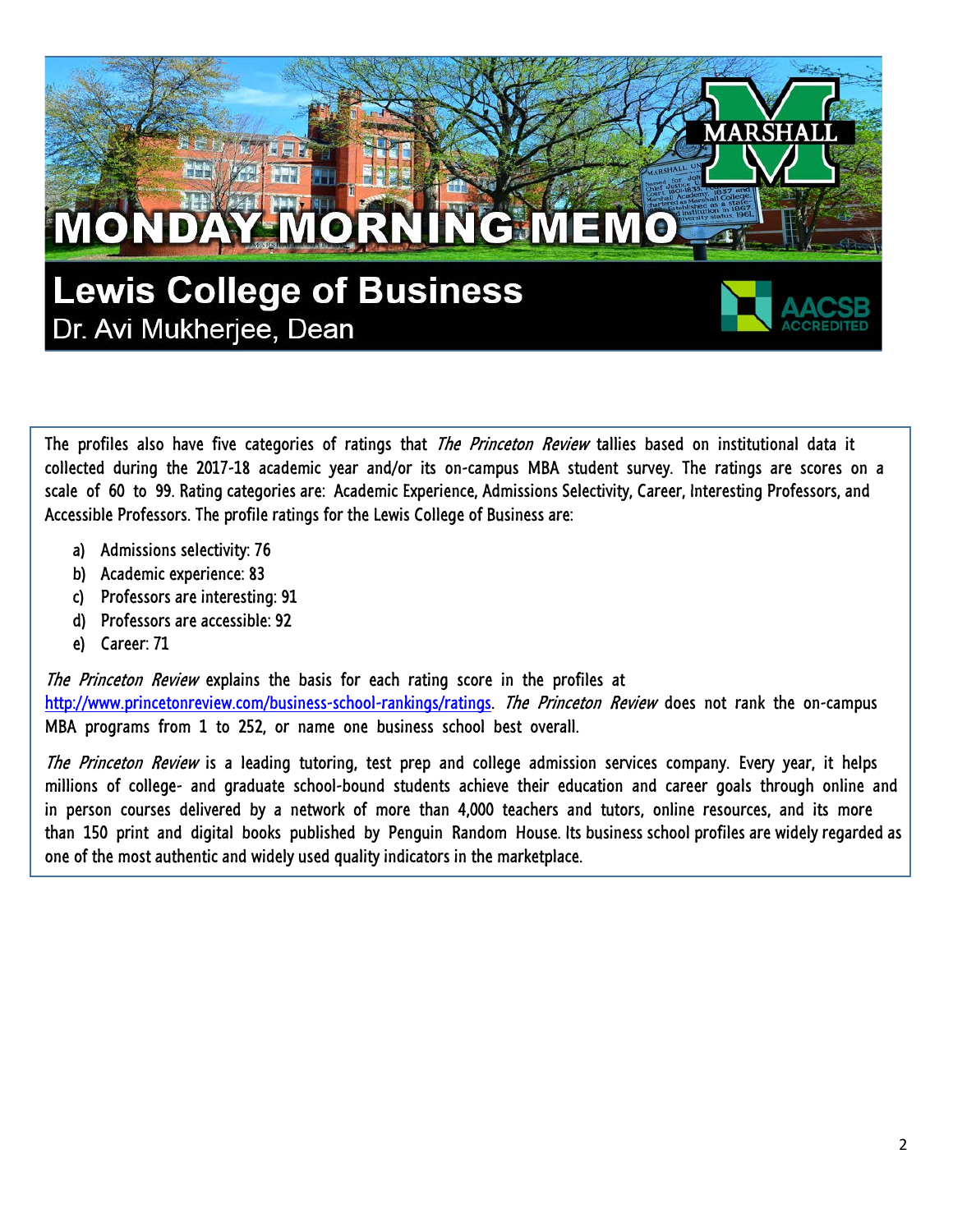# MONDAY MORNING MEMO

## Lewis College of Business

Dr. Avi Mukherjee, Dean

The profiles also have five categories of ratings that *The Princeton Review* tallies based on institutional data it collected during the 2017-18 academic year and/or its on-campus MBA student survey. The ratings are scores on a scale of 60 to 99. Rating categories are: Academic Experience, Admissions Selectivity, Career, Interesting Professors, and Accessible Professors. The profile ratings for the Lewis College of Business are:

a) Admissions selectivity: 76
b) Academic experience: 83
c) Professors are interesting: 91
d) Professors are accessible: 92
e) Career: 71

*The Princeton Review* explains the basis for each rating score in the profiles at http://www.princetonreview.com/business-school-rankings/ratings. *The Princeton Review* does not rank the on-campus MBA programs from 1 to 252, or name one business school best overall.

*The Princeton Review* is a leading tutoring, test prep and college admission services company. Every year, it helps millions of college- and graduate school-bound students achieve their education and career goals through online and in person courses delivered by a network of more than 4,000 teachers and tutors, online resources, and its more than 150 print and digital books published by Penguin Random House. Its business school profiles are widely regarded as one of the most authentic and widely used quality indicators in the marketplace.